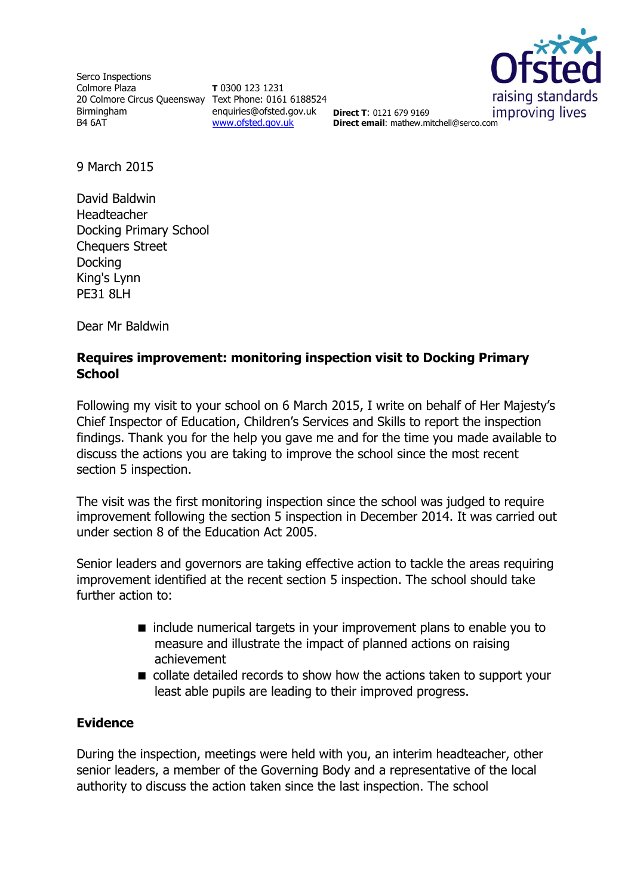Serco Inspections
Colmore Plaza
20 Colmore Circus Queensway
Birmingham
B4 6AT

**T** 0300 123 1231
Text Phone: 0161 6188524
enquiries@ofsted.gov.uk
www.ofsted.gov.uk

**Direct T**: 0121 679 9169
**Direct email**: mathew.mitchell@serco.com

9 March 2015

David Baldwin
Headteacher
Docking Primary School
Chequers Street
Docking
King's Lynn
PE31 8LH

Dear Mr Baldwin

**Requires improvement: monitoring inspection visit to Docking Primary School**

Following my visit to your school on 6 March 2015, I write on behalf of Her Majesty's Chief Inspector of Education, Children's Services and Skills to report the inspection findings. Thank you for the help you gave me and for the time you made available to discuss the actions you are taking to improve the school since the most recent section 5 inspection.

The visit was the first monitoring inspection since the school was judged to require improvement following the section 5 inspection in December 2014. It was carried out under section 8 of the Education Act 2005.

Senior leaders and governors are taking effective action to tackle the areas requiring improvement identified at the recent section 5 inspection. The school should take further action to:

- include numerical targets in your improvement plans to enable you to measure and illustrate the impact of planned actions on raising achievement
- collate detailed records to show how the actions taken to support your least able pupils are leading to their improved progress.

## Evidence

During the inspection, meetings were held with you, an interim headteacher, other senior leaders, a member of the Governing Body and a representative of the local authority to discuss the action taken since the last inspection. The school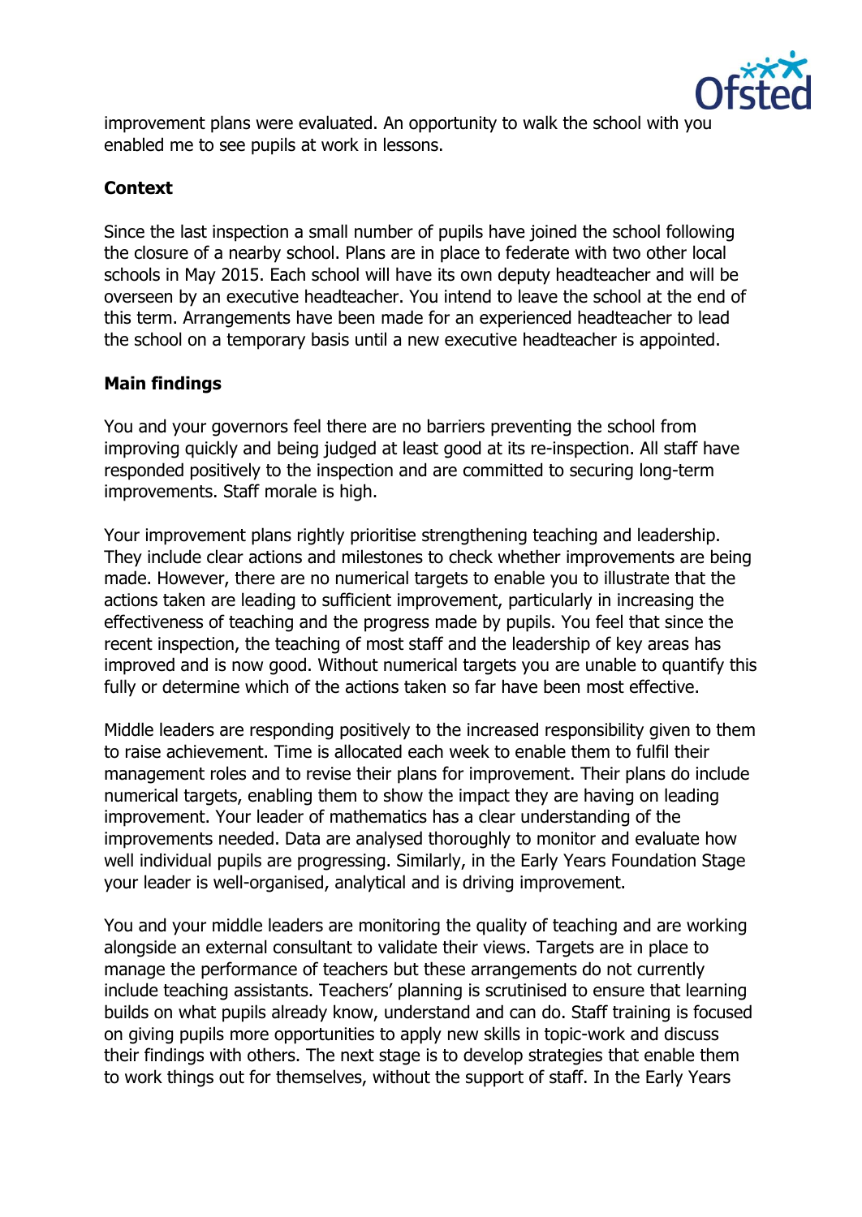improvement plans were evaluated. An opportunity to walk the school with you enabled me to see pupils at work in lessons.

**Context**

Since the last inspection a small number of pupils have joined the school following the closure of a nearby school. Plans are in place to federate with two other local schools in May 2015. Each school will have its own deputy headteacher and will be overseen by an executive headteacher. You intend to leave the school at the end of this term. Arrangements have been made for an experienced headteacher to lead the school on a temporary basis until a new executive headteacher is appointed.

**Main findings**

You and your governors feel there are no barriers preventing the school from improving quickly and being judged at least good at its re-inspection. All staff have responded positively to the inspection and are committed to securing long-term improvements. Staff morale is high.

Your improvement plans rightly prioritise strengthening teaching and leadership. They include clear actions and milestones to check whether improvements are being made. However, there are no numerical targets to enable you to illustrate that the actions taken are leading to sufficient improvement, particularly in increasing the effectiveness of teaching and the progress made by pupils. You feel that since the recent inspection, the teaching of most staff and the leadership of key areas has improved and is now good. Without numerical targets you are unable to quantify this fully or determine which of the actions taken so far have been most effective.

Middle leaders are responding positively to the increased responsibility given to them to raise achievement. Time is allocated each week to enable them to fulfil their management roles and to revise their plans for improvement. Their plans do include numerical targets, enabling them to show the impact they are having on leading improvement. Your leader of mathematics has a clear understanding of the improvements needed. Data are analysed thoroughly to monitor and evaluate how well individual pupils are progressing. Similarly, in the Early Years Foundation Stage your leader is well-organised, analytical and is driving improvement.

You and your middle leaders are monitoring the quality of teaching and are working alongside an external consultant to validate their views. Targets are in place to manage the performance of teachers but these arrangements do not currently include teaching assistants. Teachers' planning is scrutinised to ensure that learning builds on what pupils already know, understand and can do. Staff training is focused on giving pupils more opportunities to apply new skills in topic-work and discuss their findings with others. The next stage is to develop strategies that enable them to work things out for themselves, without the support of staff. In the Early Years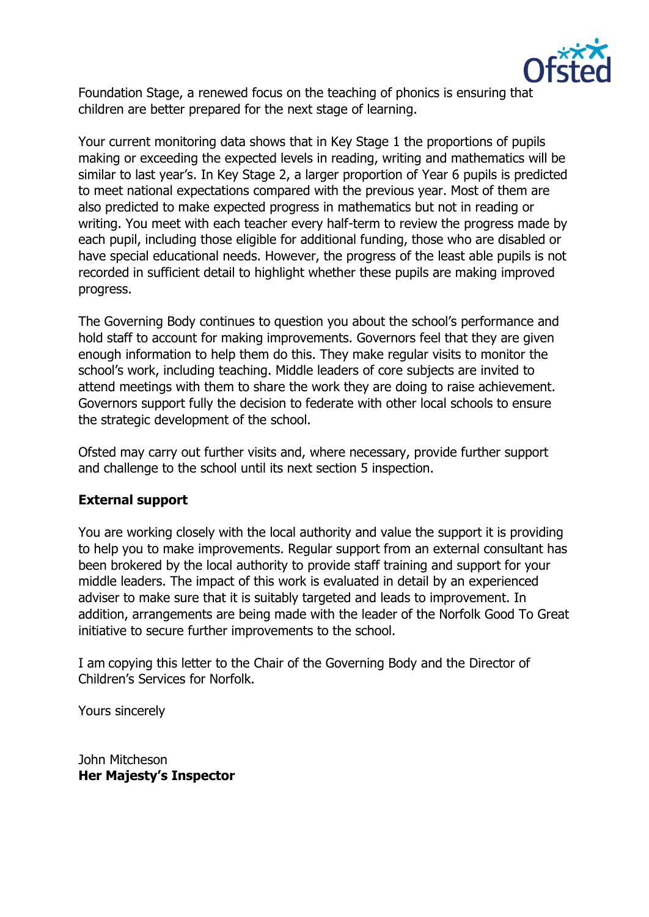Foundation Stage, a renewed focus on the teaching of phonics is ensuring that children are better prepared for the next stage of learning.

Your current monitoring data shows that in Key Stage 1 the proportions of pupils making or exceeding the expected levels in reading, writing and mathematics will be similar to last year's. In Key Stage 2, a larger proportion of Year 6 pupils is predicted to meet national expectations compared with the previous year. Most of them are also predicted to make expected progress in mathematics but not in reading or writing. You meet with each teacher every half-term to review the progress made by each pupil, including those eligible for additional funding, those who are disabled or have special educational needs. However, the progress of the least able pupils is not recorded in sufficient detail to highlight whether these pupils are making improved progress.

The Governing Body continues to question you about the school's performance and hold staff to account for making improvements. Governors feel that they are given enough information to help them do this. They make regular visits to monitor the school's work, including teaching. Middle leaders of core subjects are invited to attend meetings with them to share the work they are doing to raise achievement. Governors support fully the decision to federate with other local schools to ensure the strategic development of the school.

Ofsted may carry out further visits and, where necessary, provide further support and challenge to the school until its next section 5 inspection.

**External support**

You are working closely with the local authority and value the support it is providing to help you to make improvements. Regular support from an external consultant has been brokered by the local authority to provide staff training and support for your middle leaders. The impact of this work is evaluated in detail by an experienced adviser to make sure that it is suitably targeted and leads to improvement. In addition, arrangements are being made with the leader of the Norfolk Good To Great initiative to secure further improvements to the school.

I am copying this letter to the Chair of the Governing Body and the Director of Children's Services for Norfolk.

Yours sincerely

John Mitcheson
**Her Majesty's Inspector**